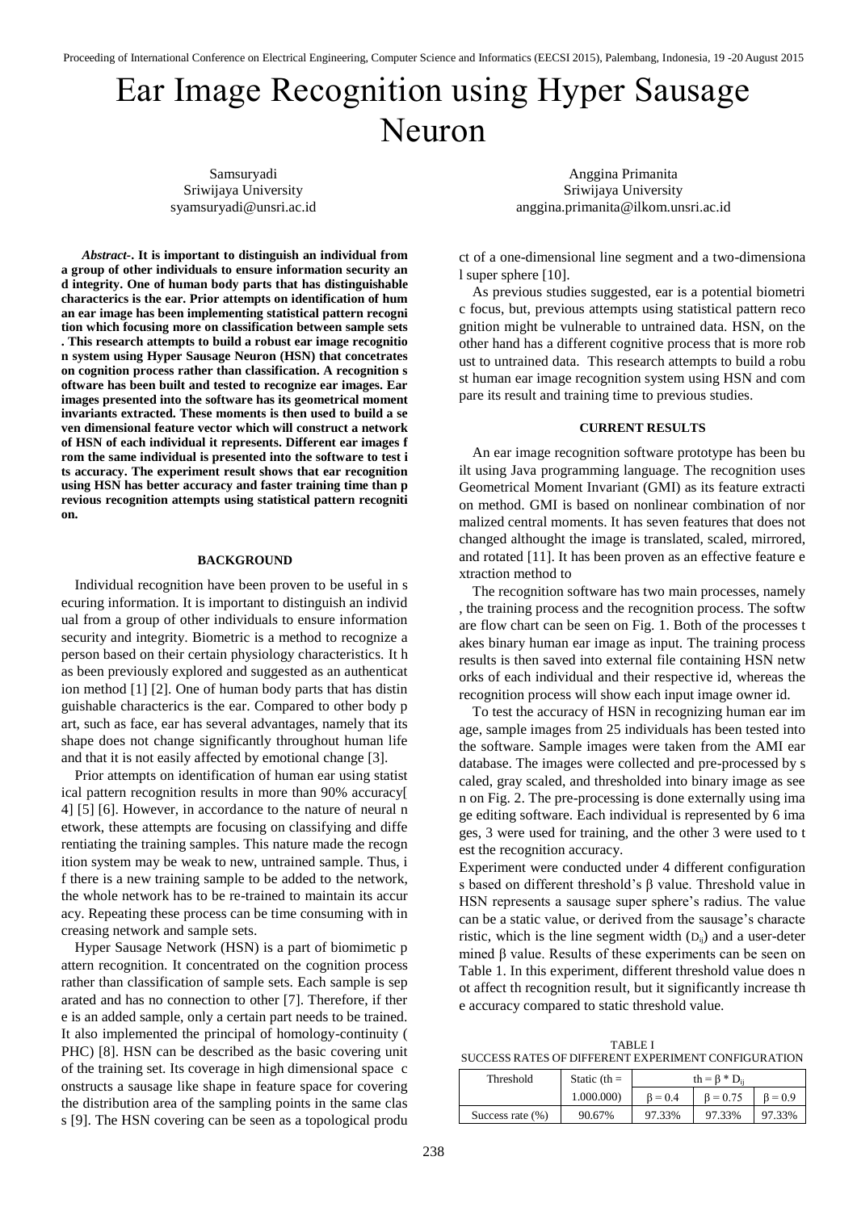# Ear Image Recognition using Hyper Sausage Neuron

Samsuryadi
Sriwijaya University
syamsuryadi@unsri.ac.id

Anggina Primanita
Sriwijaya University
anggina.primanita@ilkom.unsri.ac.id

***Abstract*-. It is important to distinguish an individual from a group of other individuals to ensure information security and integrity. One of human body parts that has distinguishable characterics is the ear. Prior attempts on identification of human ear image has been implementing statistical pattern recognition which focusing more on classification between sample sets. This research attempts to build a robust ear image recognition system using Hyper Sausage Neuron (HSN) that concetrates on cognition process rather than classification. A recognition software has been built and tested to recognize ear images. Ear images presented into the software has its geometrical moment invariants extracted. These moments is then used to build a seven dimensional feature vector which will construct a network of HSN of each individual it represents. Different ear images from the same individual is presented into the software to test its accuracy. The experiment result shows that ear recognition using HSN has better accuracy and faster training time than previous recognition attempts using statistical pattern recognition.**

## BACKGROUND

Individual recognition have been proven to be useful in securing information. It is important to distinguish an individual from a group of other individuals to ensure information security and integrity. Biometric is a method to recognize a person based on their certain physiology characteristics. It has been previously explored and suggested as an authentication method [1] [2]. One of human body parts that has distinguishable characterics is the ear. Compared to other body part, such as face, ear has several advantages, namely that its shape does not change significantly throughout human life and that it is not easily affected by emotional change [3].

Prior attempts on identification of human ear using statistical pattern recognition results in more than 90% accuracy[4] [5] [6]. However, in accordance to the nature of neural network, these attempts are focusing on classifying and differentiating the training samples. This nature made the recognition system may be weak to new, untrained sample. Thus, if there is a new training sample to be added to the network, the whole network has to be re-trained to maintain its accuracy. Repeating these process can be time consuming with increasing network and sample sets.

Hyper Sausage Network (HSN) is a part of biomimetic pattern recognition. It concentrated on the cognition process rather than classification of sample sets. Each sample is separated and has no connection to other [7]. Therefore, if there is an added sample, only a certain part needs to be trained. It also implemented the principal of homology-continuity (PHC) [8]. HSN can be described as the basic covering unit of the training set. Its coverage in high dimensional space constructs a sausage like shape in feature space for covering the distribution area of the sampling points in the same class [9]. The HSN covering can be seen as a topological product of a one-dimensional line segment and a two-dimensional super sphere [10].

As previous studies suggested, ear is a potential biometric focus, but, previous attempts using statistical pattern recognition might be vulnerable to untrained data. HSN, on the other hand has a different cognitive process that is more robust to untrained data. This research attempts to build a robust human ear image recognition system using HSN and compare its result and training time to previous studies.

## CURRENT RESULTS

An ear image recognition software prototype has been built using Java programming language. The recognition uses Geometrical Moment Invariant (GMI) as its feature extraction method. GMI is based on nonlinear combination of normalized central moments. It has seven features that does not changed althought the image is translated, scaled, mirrored, and rotated [11]. It has been proven as an effective feature extraction method to

The recognition software has two main processes, namely, the training process and the recognition process. The software flow chart can be seen on Fig. 1. Both of the processes takes binary human ear image as input. The training process results is then saved into external file containing HSN networks of each individual and their respective id, whereas the recognition process will show each input image owner id.

To test the accuracy of HSN in recognizing human ear image, sample images from 25 individuals has been tested into the software. Sample images were taken from the AMI ear database. The images were collected and pre-processed by scaled, gray scaled, and thresholded into binary image as seen on Fig. 2. The pre-processing is done externally using image editing software. Each individual is represented by 6 images, 3 were used for training, and the other 3 were used to test the recognition accuracy.

Experiment were conducted under 4 different configurations based on different threshold's β value. Threshold value in HSN represents a sausage super sphere's radius. The value can be a static value, or derived from the sausage's characteristic, which is the line segment width ($D_{ij}$) and a user-determined β value. Results of these experiments can be seen on Table 1. In this experiment, different threshold value does not affect th recognition result, but it significantly increase the accuracy compared to static threshold value.

TABLE I
SUCCESS RATES OF DIFFERENT EXPERIMENT CONFIGURATION

| Threshold | Static (th = 1.000.000) | $th = \beta * D_{ij}$ | | |
|---|---|---|---|---|
| | | $\beta = 0.4$ | $\beta = 0.75$ | $\beta = 0.9$ |
| Success rate (%) | 90.67% | 97.33% | 97.33% | 97.33% |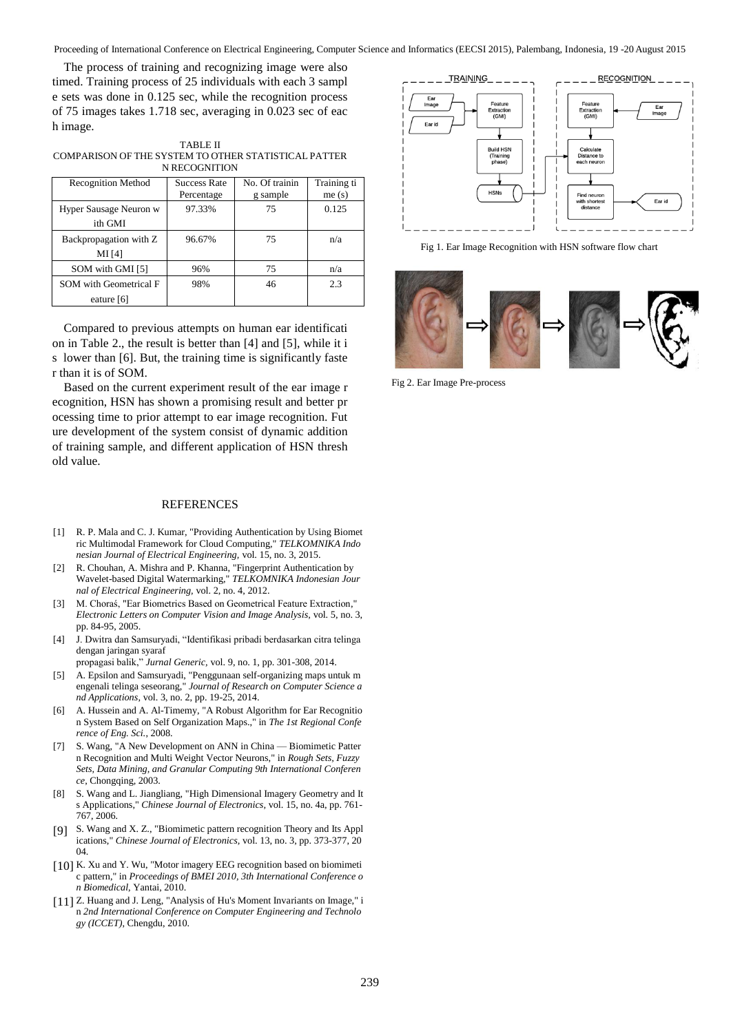The process of training and recognizing image were also timed. Training process of 25 individuals with each 3 sample sets was done in 0.125 sec, while the recognition process of 75 images takes 1.718 sec, averaging in 0.023 sec of each image.

TABLE II
COMPARISON OF THE SYSTEM TO OTHER STATISTICAL PATTERN RECOGNITION

| Recognition Method | Success Rate Percentage | No. Of training sample | Training time (s) |
|---|---|---|---|
| Hyper Sausage Neuron with GMI | 97.33% | 75 | 0.125 |
| Backpropagation with ZMI [4] | 96.67% | 75 | n/a |
| SOM with GMI [5] | 96% | 75 | n/a |
| SOM with Geometrical Feature [6] | 98% | 46 | 2.3 |

Compared to previous attempts on human ear identification in Table 2., the result is better than [4] and [5], while it is lower than [6]. But, the training time is significantly faster than it is of SOM.

Based on the current experiment result of the ear image recognition, HSN has shown a promising result and better processing time to prior attempt to ear image recognition. Future development of the system consist of dynamic addition of training sample, and different application of HSN threshold value.

TRAINING
RECOGNITION
Ear Image
Ear id
Feature Extraction (GMI)
Build HSN (Training phase)
HSNs
Feature Extraction (GMI)
Ear Image
Calculate Distance to each neuron
Find neuron with shortest distance
Ear id

Fig 1. Ear Image Recognition with HSN software flow chart

Fig 2. Ear Image Pre-process

## REFERENCES

[1] R. P. Mala and C. J. Kumar, "Providing Authentication by Using Biometric Multimodal Framework for Cloud Computing," *TELKOMNIKA Indonesian Journal of Electrical Engineering,* vol. 15, no. 3, 2015.

[2] R. Chouhan, A. Mishra and P. Khanna, "Fingerprint Authentication by Wavelet-based Digital Watermarking," *TELKOMNIKA Indonesian Journal of Electrical Engineering,* vol. 2, no. 4, 2012.

[3] M. Choraś, "Ear Biometrics Based on Geometrical Feature Extraction," *Electronic Letters on Computer Vision and Image Analysis,* vol. 5, no. 3, pp. 84-95, 2005.

[4] J. Dwitra dan Samsuryadi, "Identifikasi pribadi berdasarkan citra telinga dengan jaringan syaraf propagasi balik," *Jurnal Generic,* vol. 9, no. 1, pp. 301-308, 2014.

[5] A. Epsilon and Samsuryadi, "Penggunaan self-organizing maps untuk mengenali telinga seseorang," *Journal of Research on Computer Science and Applications,* vol. 3, no. 2, pp. 19-25, 2014.

[6] A. Hussein and A. Al-Timemy, "A Robust Algorithm for Ear Recognition System Based on Self Organization Maps.," in *The 1st Regional Conference of Eng. Sci.*, 2008.

[7] S. Wang, "A New Development on ANN in China — Biomimetic Pattern Recognition and Multi Weight Vector Neurons," in *Rough Sets, Fuzzy Sets, Data Mining, and Granular Computing 9th International Conference,* Chongqing, 2003.

[8] S. Wang and L. Jiangliang, "High Dimensional Imagery Geometry and Its Applications," *Chinese Journal of Electronics,* vol. 15, no. 4a, pp. 761-767, 2006.

[9] S. Wang and X. Z., "Biomimetic pattern recognition Theory and Its Applications," *Chinese Journal of Electronics,* vol. 13, no. 3, pp. 373-377, 2004.

[10] K. Xu and Y. Wu, "Motor imagery EEG recognition based on biomimetic pattern," in *Proceedings of BMEI 2010, 3th International Conference on Biomedical,* Yantai, 2010.

[11] Z. Huang and J. Leng, "Analysis of Hu's Moment Invariants on Image," in *2nd International Conference on Computer Engineering and Technology (ICCET),* Chengdu, 2010.